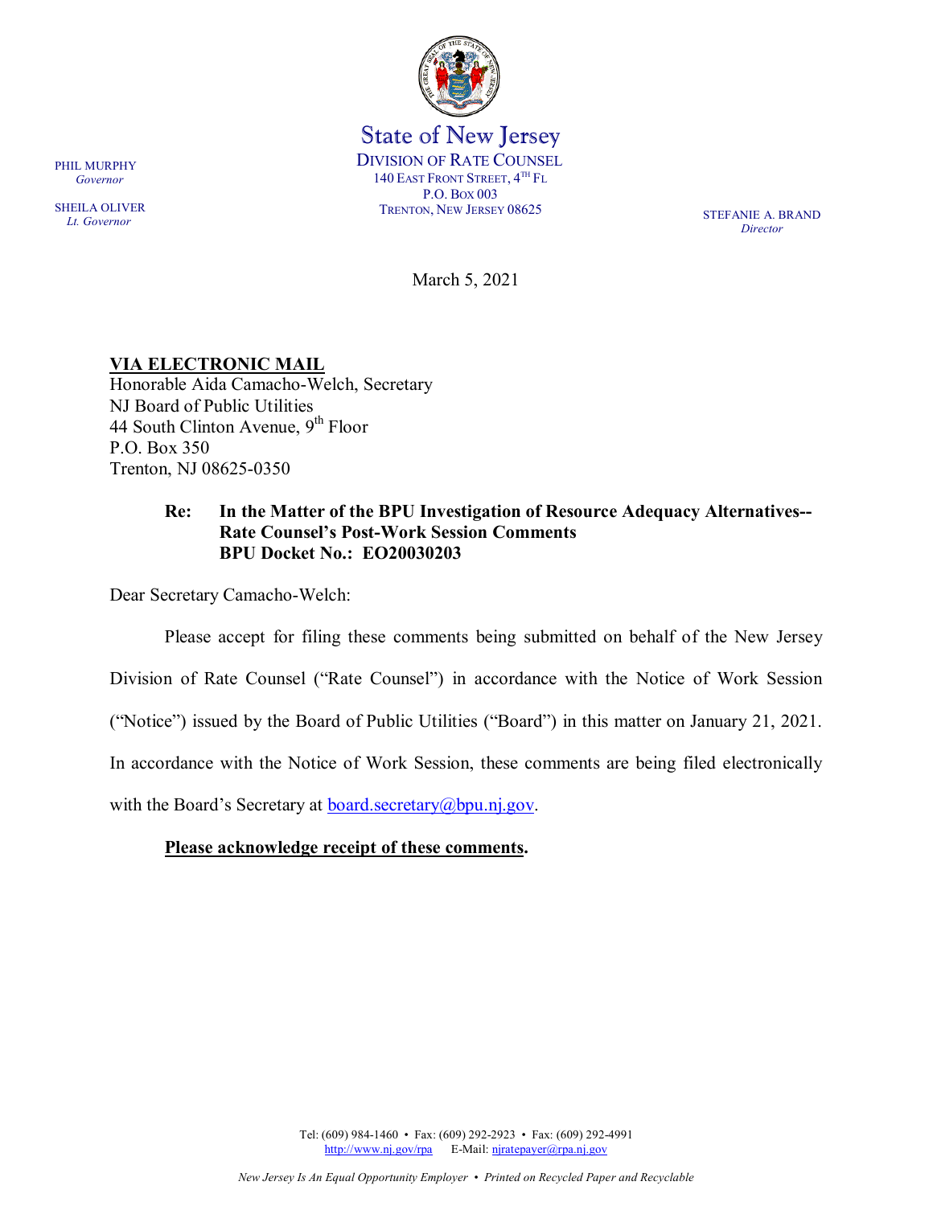PHIL MURPHY
*Governor*

SHEILA OLIVER
*Lt. Governor*

State of New Jersey
DIVISION OF RATE COUNSEL
140 EAST FRONT STREET, 4TH FL
P.O. BOX 003
TRENTON, NEW JERSEY 08625

STEFANIE A. BRAND
*Director*

March 5, 2021

**VIA ELECTRONIC MAIL**
Honorable Aida Camacho-Welch, Secretary
NJ Board of Public Utilities
44 South Clinton Avenue, 9th Floor
P.O. Box 350
Trenton, NJ 08625-0350

**Re: In the Matter of the BPU Investigation of Resource Adequacy Alternatives-- Rate Counsel's Post-Work Session Comments BPU Docket No.: EO20030203**

Dear Secretary Camacho-Welch:

Please accept for filing these comments being submitted on behalf of the New Jersey Division of Rate Counsel ("Rate Counsel") in accordance with the Notice of Work Session ("Notice") issued by the Board of Public Utilities ("Board") in this matter on January 21, 2021. In accordance with the Notice of Work Session, these comments are being filed electronically with the Board's Secretary at board.secretary@bpu.nj.gov.

**Please acknowledge receipt of these comments.**

Tel: (609) 984-1460 • Fax: (609) 292-2923 • Fax: (609) 292-4991
http://www.nj.gov/rpa E-Mail: njratepayer@rpa.nj.gov

*New Jersey Is An Equal Opportunity Employer • Printed on Recycled Paper and Recyclable*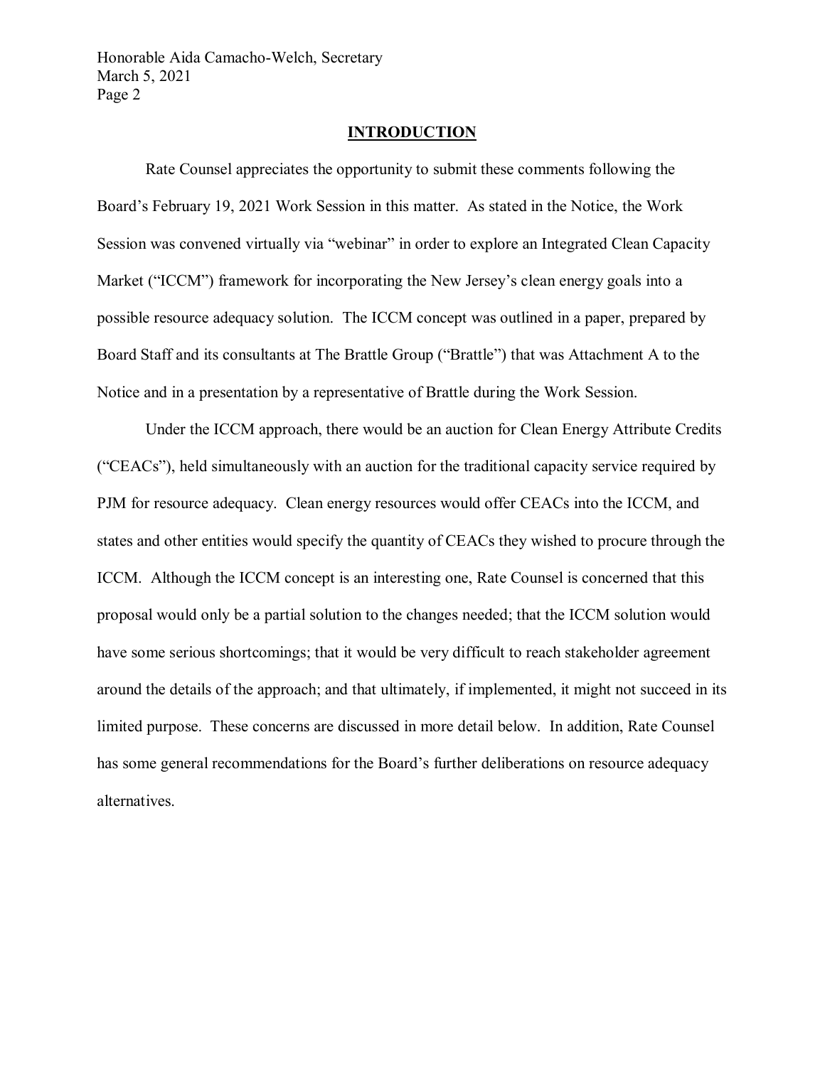## INTRODUCTION

Rate Counsel appreciates the opportunity to submit these comments following the Board's February 19, 2021 Work Session in this matter. As stated in the Notice, the Work Session was convened virtually via "webinar" in order to explore an Integrated Clean Capacity Market ("ICCM") framework for incorporating the New Jersey's clean energy goals into a possible resource adequacy solution. The ICCM concept was outlined in a paper, prepared by Board Staff and its consultants at The Brattle Group ("Brattle") that was Attachment A to the Notice and in a presentation by a representative of Brattle during the Work Session.

Under the ICCM approach, there would be an auction for Clean Energy Attribute Credits ("CEACs"), held simultaneously with an auction for the traditional capacity service required by PJM for resource adequacy. Clean energy resources would offer CEACs into the ICCM, and states and other entities would specify the quantity of CEACs they wished to procure through the ICCM. Although the ICCM concept is an interesting one, Rate Counsel is concerned that this proposal would only be a partial solution to the changes needed; that the ICCM solution would have some serious shortcomings; that it would be very difficult to reach stakeholder agreement around the details of the approach; and that ultimately, if implemented, it might not succeed in its limited purpose. These concerns are discussed in more detail below. In addition, Rate Counsel has some general recommendations for the Board's further deliberations on resource adequacy alternatives.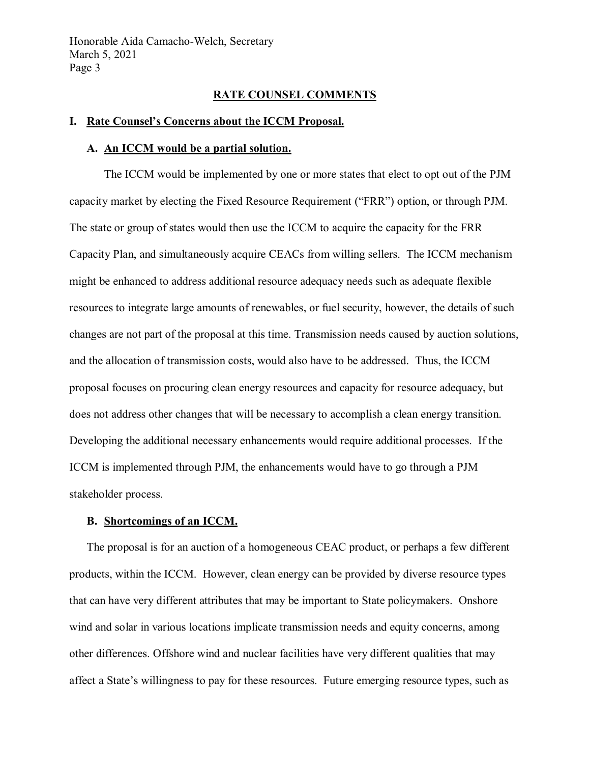## RATE COUNSEL COMMENTS

### I. Rate Counsel's Concerns about the ICCM Proposal.

#### A. An ICCM would be a partial solution.

The ICCM would be implemented by one or more states that elect to opt out of the PJM capacity market by electing the Fixed Resource Requirement ("FRR") option, or through PJM. The state or group of states would then use the ICCM to acquire the capacity for the FRR Capacity Plan, and simultaneously acquire CEACs from willing sellers. The ICCM mechanism might be enhanced to address additional resource adequacy needs such as adequate flexible resources to integrate large amounts of renewables, or fuel security, however, the details of such changes are not part of the proposal at this time. Transmission needs caused by auction solutions, and the allocation of transmission costs, would also have to be addressed. Thus, the ICCM proposal focuses on procuring clean energy resources and capacity for resource adequacy, but does not address other changes that will be necessary to accomplish a clean energy transition. Developing the additional necessary enhancements would require additional processes. If the ICCM is implemented through PJM, the enhancements would have to go through a PJM stakeholder process.

#### B. Shortcomings of an ICCM.

The proposal is for an auction of a homogeneous CEAC product, or perhaps a few different products, within the ICCM. However, clean energy can be provided by diverse resource types that can have very different attributes that may be important to State policymakers. Onshore wind and solar in various locations implicate transmission needs and equity concerns, among other differences. Offshore wind and nuclear facilities have very different qualities that may affect a State's willingness to pay for these resources. Future emerging resource types, such as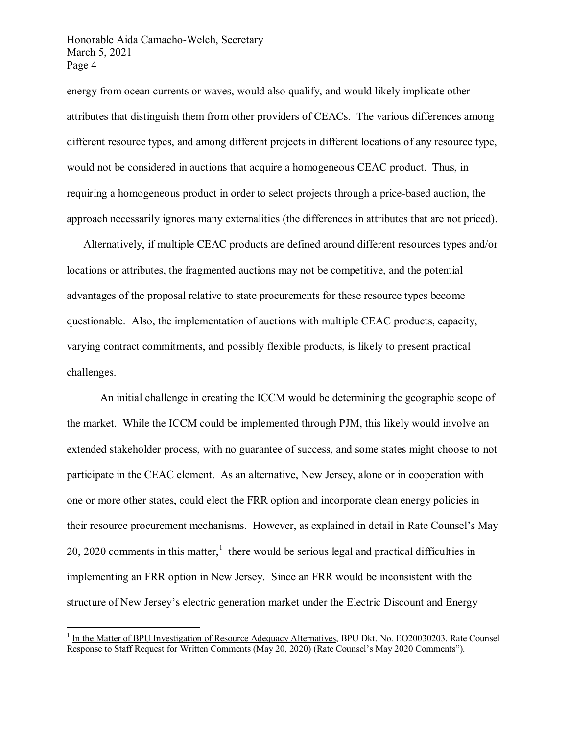energy from ocean currents or waves, would also qualify, and would likely implicate other attributes that distinguish them from other providers of CEACs. The various differences among different resource types, and among different projects in different locations of any resource type, would not be considered in auctions that acquire a homogeneous CEAC product. Thus, in requiring a homogeneous product in order to select projects through a price-based auction, the approach necessarily ignores many externalities (the differences in attributes that are not priced).

Alternatively, if multiple CEAC products are defined around different resources types and/or locations or attributes, the fragmented auctions may not be competitive, and the potential advantages of the proposal relative to state procurements for these resource types become questionable. Also, the implementation of auctions with multiple CEAC products, capacity, varying contract commitments, and possibly flexible products, is likely to present practical challenges.

An initial challenge in creating the ICCM would be determining the geographic scope of the market. While the ICCM could be implemented through PJM, this likely would involve an extended stakeholder process, with no guarantee of success, and some states might choose to not participate in the CEAC element. As an alternative, New Jersey, alone or in cooperation with one or more other states, could elect the FRR option and incorporate clean energy policies in their resource procurement mechanisms. However, as explained in detail in Rate Counsel's May 20, 2020 comments in this matter,[1] there would be serious legal and practical difficulties in implementing an FRR option in New Jersey. Since an FRR would be inconsistent with the structure of New Jersey's electric generation market under the Electric Discount and Energy

[1] In the Matter of BPU Investigation of Resource Adequacy Alternatives, BPU Dkt. No. EO20030203, Rate Counsel Response to Staff Request for Written Comments (May 20, 2020) (Rate Counsel's May 2020 Comments").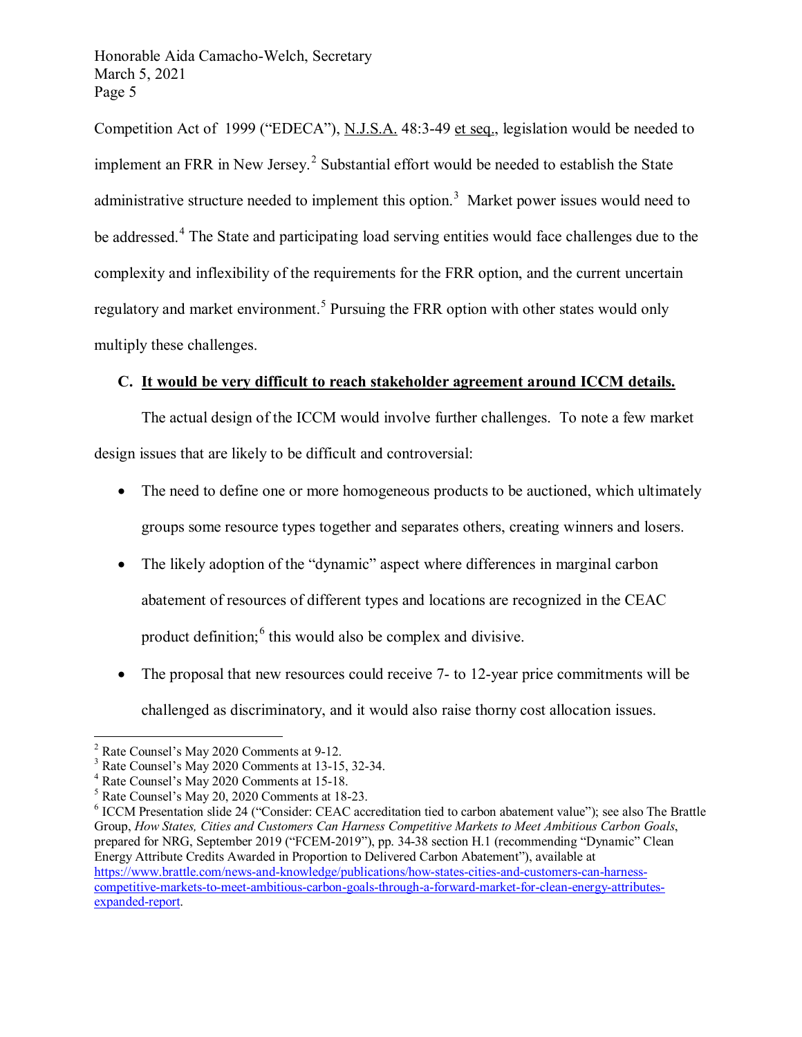Competition Act of 1999 ("EDECA"), N.J.S.A. 48:3-49 et seq., legislation would be needed to implement an FRR in New Jersey.[2] Substantial effort would be needed to establish the State administrative structure needed to implement this option.[3] Market power issues would need to be addressed.[4] The State and participating load serving entities would face challenges due to the complexity and inflexibility of the requirements for the FRR option, and the current uncertain regulatory and market environment.[5] Pursuing the FRR option with other states would only multiply these challenges.

**C. It would be very difficult to reach stakeholder agreement around ICCM details.**

The actual design of the ICCM would involve further challenges. To note a few market design issues that are likely to be difficult and controversial:

- The need to define one or more homogeneous products to be auctioned, which ultimately groups some resource types together and separates others, creating winners and losers.
- The likely adoption of the "dynamic" aspect where differences in marginal carbon abatement of resources of different types and locations are recognized in the CEAC product definition;[6] this would also be complex and divisive.
- The proposal that new resources could receive 7- to 12-year price commitments will be challenged as discriminatory, and it would also raise thorny cost allocation issues.

---

[2] Rate Counsel's May 2020 Comments at 9-12.

[3] Rate Counsel's May 2020 Comments at 13-15, 32-34.

[4] Rate Counsel's May 2020 Comments at 15-18.

[5] Rate Counsel's May 20, 2020 Comments at 18-23.

[6] ICCM Presentation slide 24 ("Consider: CEAC accreditation tied to carbon abatement value"); see also The Brattle Group, *How States, Cities and Customers Can Harness Competitive Markets to Meet Ambitious Carbon Goals*, prepared for NRG, September 2019 ("FCEM-2019"), pp. 34-38 section H.1 (recommending "Dynamic" Clean Energy Attribute Credits Awarded in Proportion to Delivered Carbon Abatement"), available at https://www.brattle.com/news-and-knowledge/publications/how-states-cities-and-customers-can-harness-competitive-markets-to-meet-ambitious-carbon-goals-through-a-forward-market-for-clean-energy-attributes-expanded-report.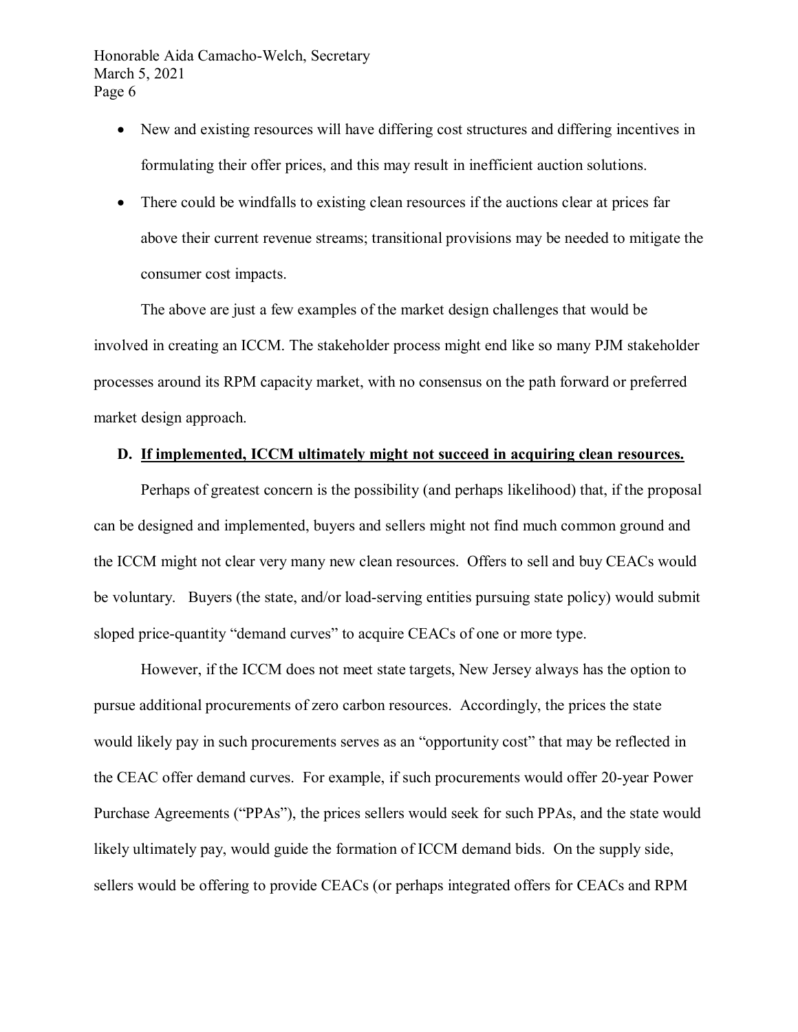- New and existing resources will have differing cost structures and differing incentives in formulating their offer prices, and this may result in inefficient auction solutions.
- There could be windfalls to existing clean resources if the auctions clear at prices far above their current revenue streams; transitional provisions may be needed to mitigate the consumer cost impacts.

The above are just a few examples of the market design challenges that would be involved in creating an ICCM. The stakeholder process might end like so many PJM stakeholder processes around its RPM capacity market, with no consensus on the path forward or preferred market design approach.

### D. <u>If implemented, ICCM ultimately might not succeed in acquiring clean resources.</u>

Perhaps of greatest concern is the possibility (and perhaps likelihood) that, if the proposal can be designed and implemented, buyers and sellers might not find much common ground and the ICCM might not clear very many new clean resources. Offers to sell and buy CEACs would be voluntary. Buyers (the state, and/or load-serving entities pursuing state policy) would submit sloped price-quantity "demand curves" to acquire CEACs of one or more type.

However, if the ICCM does not meet state targets, New Jersey always has the option to pursue additional procurements of zero carbon resources. Accordingly, the prices the state would likely pay in such procurements serves as an "opportunity cost" that may be reflected in the CEAC offer demand curves. For example, if such procurements would offer 20-year Power Purchase Agreements ("PPAs"), the prices sellers would seek for such PPAs, and the state would likely ultimately pay, would guide the formation of ICCM demand bids. On the supply side, sellers would be offering to provide CEACs (or perhaps integrated offers for CEACs and RPM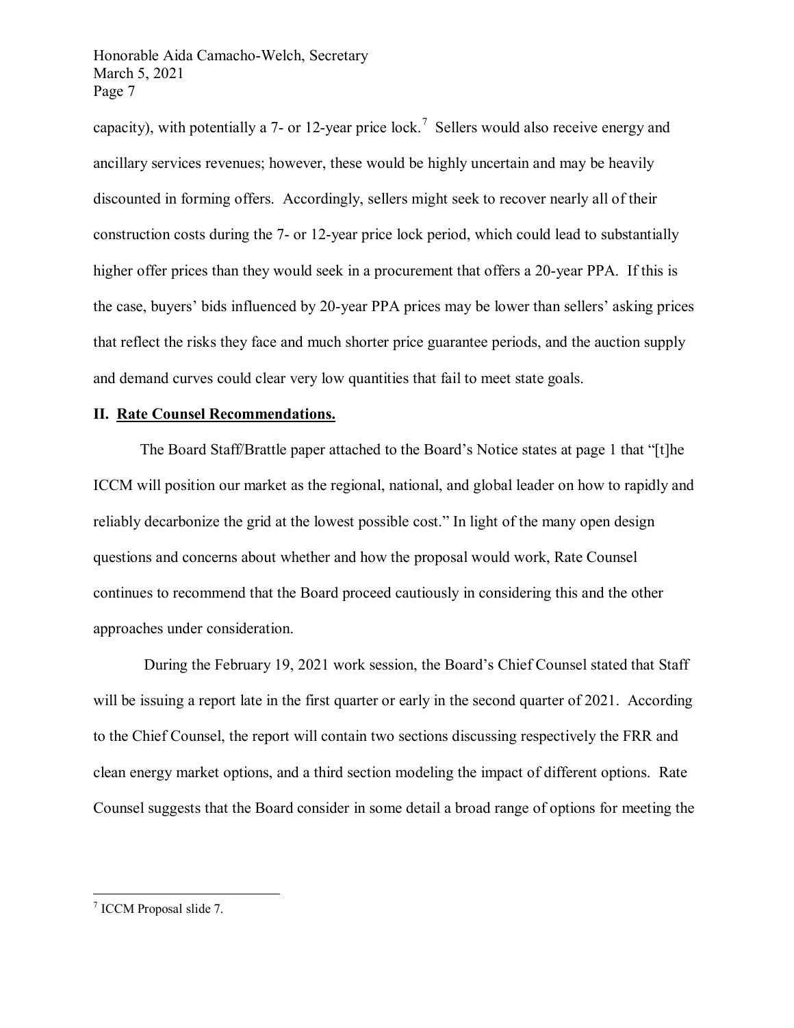capacity), with potentially a 7- or 12-year price lock.[7] Sellers would also receive energy and ancillary services revenues; however, these would be highly uncertain and may be heavily discounted in forming offers. Accordingly, sellers might seek to recover nearly all of their construction costs during the 7- or 12-year price lock period, which could lead to substantially higher offer prices than they would seek in a procurement that offers a 20-year PPA. If this is the case, buyers' bids influenced by 20-year PPA prices may be lower than sellers' asking prices that reflect the risks they face and much shorter price guarantee periods, and the auction supply and demand curves could clear very low quantities that fail to meet state goals.

## II. Rate Counsel Recommendations.

The Board Staff/Brattle paper attached to the Board's Notice states at page 1 that "[t]he ICCM will position our market as the regional, national, and global leader on how to rapidly and reliably decarbonize the grid at the lowest possible cost." In light of the many open design questions and concerns about whether and how the proposal would work, Rate Counsel continues to recommend that the Board proceed cautiously in considering this and the other approaches under consideration.

During the February 19, 2021 work session, the Board's Chief Counsel stated that Staff will be issuing a report late in the first quarter or early in the second quarter of 2021. According to the Chief Counsel, the report will contain two sections discussing respectively the FRR and clean energy market options, and a third section modeling the impact of different options. Rate Counsel suggests that the Board consider in some detail a broad range of options for meeting the

[7] ICCM Proposal slide 7.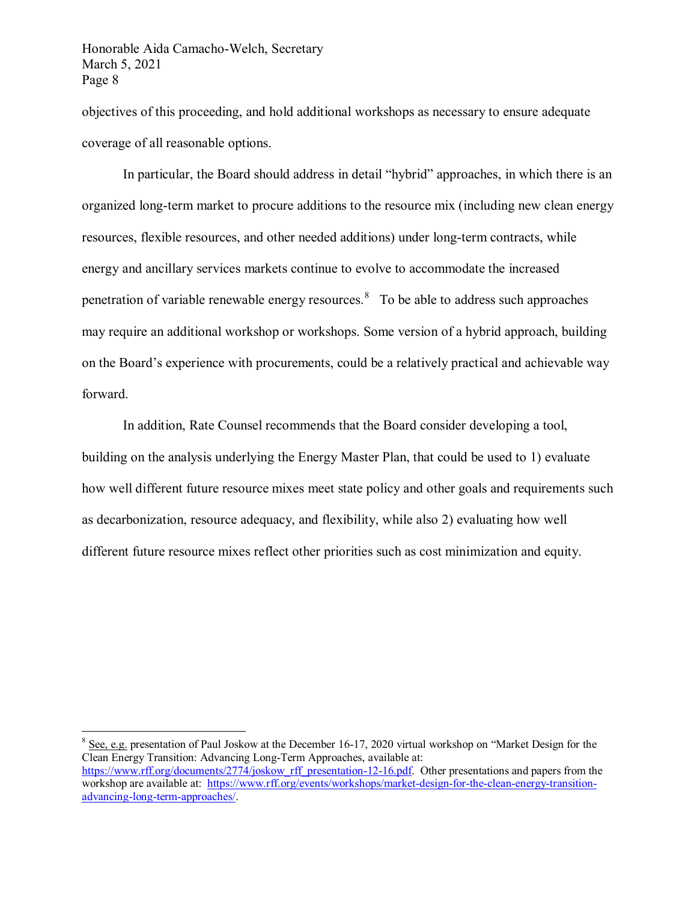objectives of this proceeding, and hold additional workshops as necessary to ensure adequate coverage of all reasonable options.

In particular, the Board should address in detail "hybrid" approaches, in which there is an organized long-term market to procure additions to the resource mix (including new clean energy resources, flexible resources, and other needed additions) under long-term contracts, while energy and ancillary services markets continue to evolve to accommodate the increased penetration of variable renewable energy resources.[8] To be able to address such approaches may require an additional workshop or workshops. Some version of a hybrid approach, building on the Board's experience with procurements, could be a relatively practical and achievable way forward.

In addition, Rate Counsel recommends that the Board consider developing a tool, building on the analysis underlying the Energy Master Plan, that could be used to 1) evaluate how well different future resource mixes meet state policy and other goals and requirements such as decarbonization, resource adequacy, and flexibility, while also 2) evaluating how well different future resource mixes reflect other priorities such as cost minimization and equity.

---

[8] See, e.g. presentation of Paul Joskow at the December 16-17, 2020 virtual workshop on "Market Design for the Clean Energy Transition: Advancing Long-Term Approaches, available at: https://www.rff.org/documents/2774/joskow_rff_presentation-12-16.pdf. Other presentations and papers from the workshop are available at: https://www.rff.org/events/workshops/market-design-for-the-clean-energy-transition-advancing-long-term-approaches/.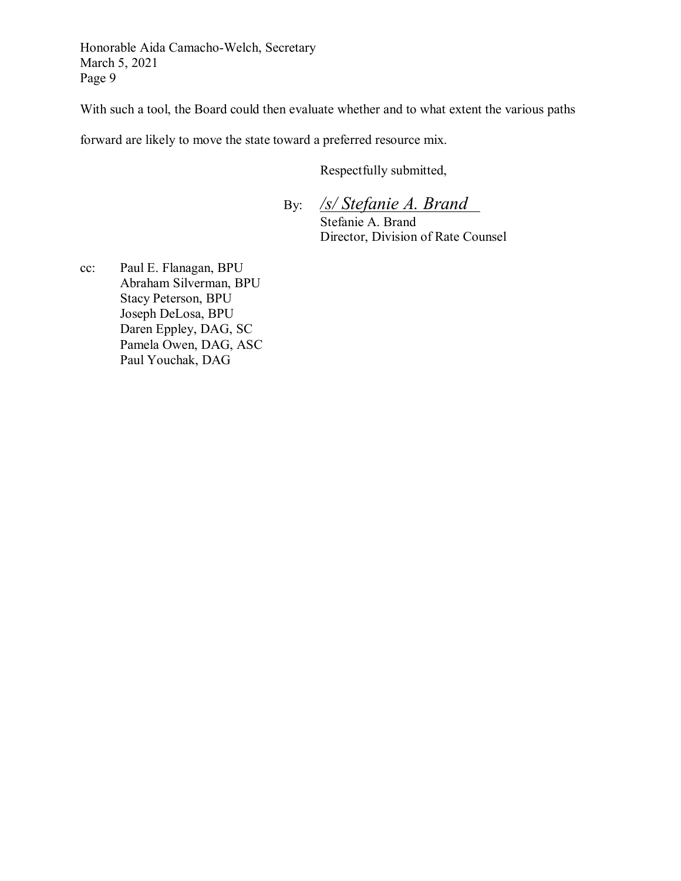With such a tool, the Board could then evaluate whether and to what extent the various paths forward are likely to move the state toward a preferred resource mix.

Respectfully submitted,

By: */s/ Stefanie A. Brand*
Stefanie A. Brand
Director, Division of Rate Counsel

cc: Paul E. Flanagan, BPU
Abraham Silverman, BPU
Stacy Peterson, BPU
Joseph DeLosa, BPU
Daren Eppley, DAG, SC
Pamela Owen, DAG, ASC
Paul Youchak, DAG